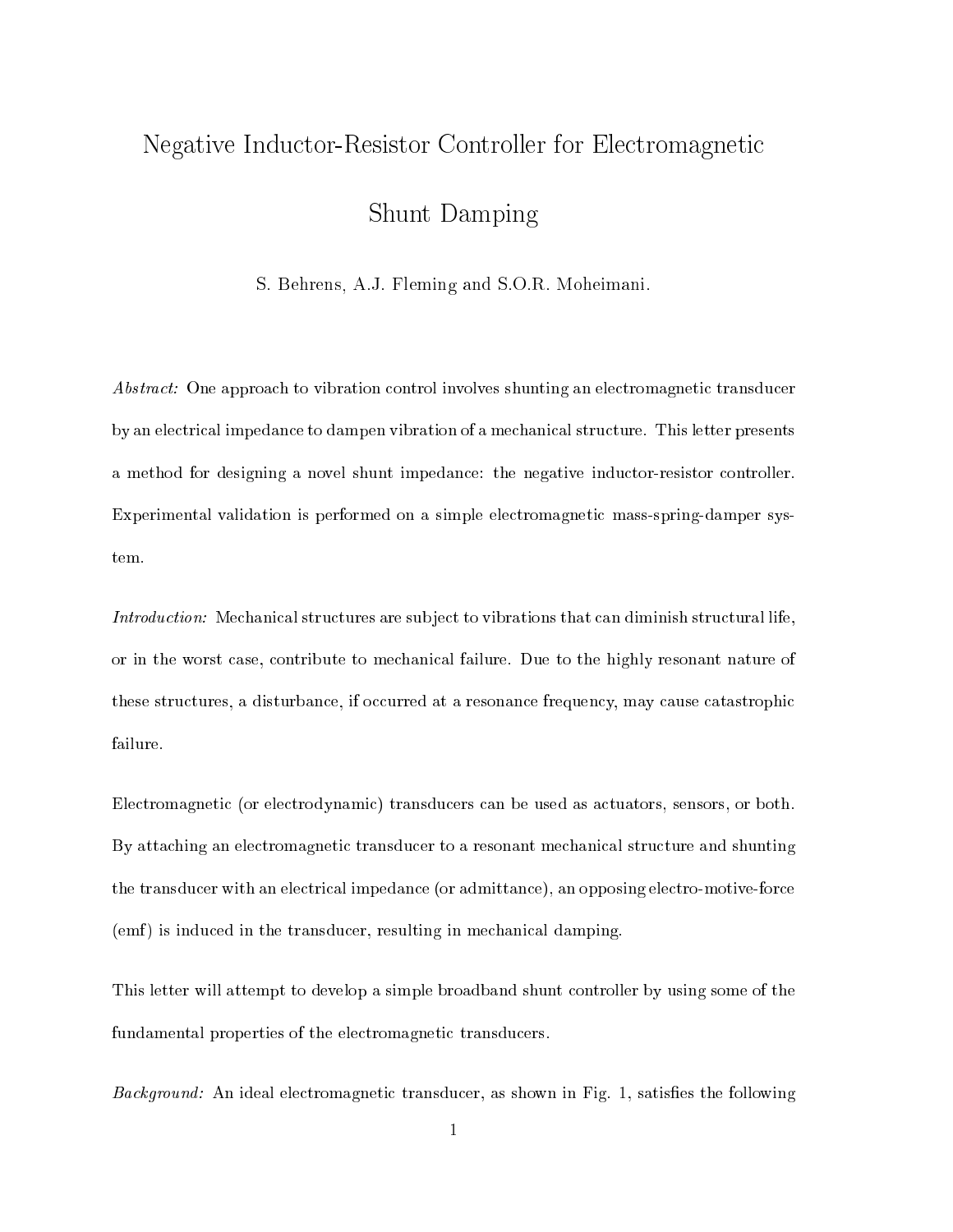# Negative Inductor-Resistor Controller for Electromagnetic Shunt Damping

S. Behrens, A.J. Fleming and S.O.R. Moheimani.

*Abstract:* One approach to vibration control involves shunting an electromagnetic transducer by an electrical impedance to dampen vibration of a mechanical structure. This letter presents a method for designing a novel shunt impedance: the negative inductor-resistor controller. Experimental validation is performed on a simple electromagnetic mass-spring-damper system.

*Introduction:* Mechanical structures are subject to vibrations that can diminish structural life, or in the worst case, contribute to mechanical failure. Due to the highly resonant nature of these structures, a disturbance, if occurred at a resonance frequency, may cause catastrophic failure.

Electromagnetic (or electrodynamic) transducers can be used as actuators, sensors, or both. By attaching an electromagnetic transducer to a resonant mechanical structure and shunting the transducer with an electrical impedance (or admittance), an opposing electro-motive-force (emf) is induced in the transducer, resulting in mechanical damping.

This letter will attempt to develop a simple broadband shunt controller by using some of the fundamental properties of the electromagnetic transducers.

*Background:* An ideal electromagnetic transducer, as shown in Fig. 1, satisfies the following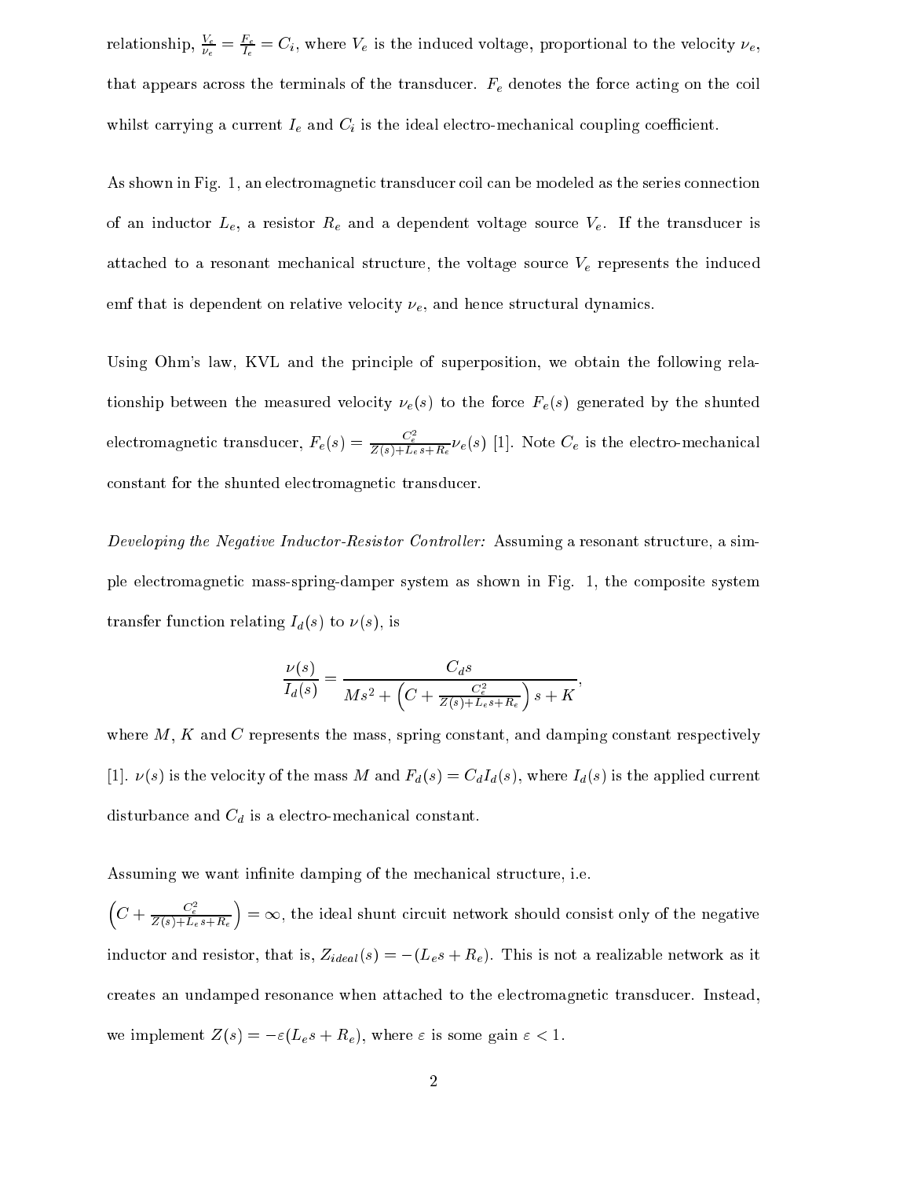relationship, $\frac{V_e}{\nu_e} = \frac{F_e}{I_e} = C_i$, where $V_e$ is the induced voltage, proportional to the velocity $\nu_e$, that appears across the terminals of the transducer. $F_e$ denotes the force acting on the coil whilst carrying a current $I_e$ and $C_i$ is the ideal electro-mechanical coupling coefficient.

As shown in Fig. 1, an electromagnetic transducer coil can be modeled as the series connection of an inductor $L_e$, a resistor $R_e$ and a dependent voltage source $V_e$. If the transducer is attached to a resonant mechanical structure, the voltage source $V_e$ represents the induced emf that is dependent on relative velocity $\nu_e$, and hence structural dynamics.

Using Ohm's law, KVL and the principle of superposition, we obtain the following relationship between the measured velocity $\nu_e(s)$ to the force $F_e(s)$ generated by the shunted electromagnetic transducer, $F_e(s) = \frac{C_e^2}{Z(s)+L_e s+R_e}\nu_e(s)$ [1]. Note $C_e$ is the electro-mechanical constant for the shunted electromagnetic transducer.

*Developing the Negative Inductor-Resistor Controller:* Assuming a resonant structure, a simple electromagnetic mass-spring-damper system as shown in Fig. 1, the composite system transfer function relating $I_d(s)$ to $\nu(s)$, is

$$\frac{\nu(s)}{I_d(s)} = \frac{C_d s}{Ms^2 + \left(C + \frac{C_e^2}{Z(s)+L_e s+R_e}\right)s + K},$$

where $M$, $K$ and $C$ represents the mass, spring constant, and damping constant respectively [1]. $\nu(s)$ is the velocity of the mass $M$ and $F_d(s) = C_d I_d(s)$, where $I_d(s)$ is the applied current disturbance and $C_d$ is a electro-mechanical constant.

Assuming we want infinite damping of the mechanical structure, i.e. $\left(C + \frac{C_e^2}{Z(s)+L_e s+R_e}\right) = \infty$, the ideal shunt circuit network should consist only of the negative inductor and resistor, that is, $Z_{ideal}(s) = -(L_e s + R_e)$. This is not a realizable network as it creates an undamped resonance when attached to the electromagnetic transducer. Instead, we implement $Z(s) = -\varepsilon(L_e s + R_e)$, where $\varepsilon$ is some gain $\varepsilon < 1$.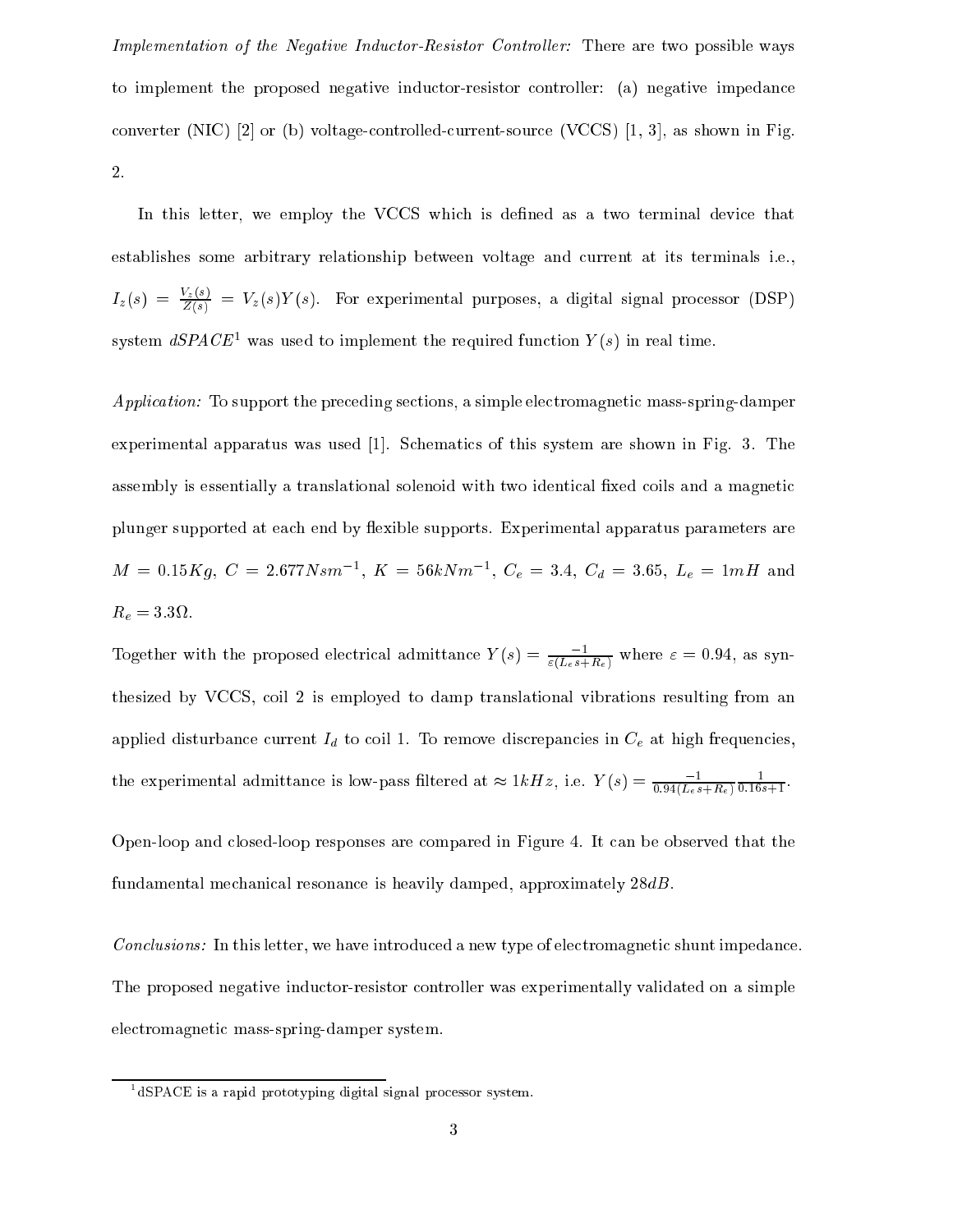*Implementation of the Negative Inductor-Resistor Controller:* There are two possible ways to implement the proposed negative inductor-resistor controller: (a) negative impedance converter (NIC) [2] or (b) voltage-controlled-current-source (VCCS) [1, 3], as shown in Fig. 2.

In this letter, we employ the VCCS which is defined as a two terminal device that establishes some arbitrary relationship between voltage and current at its terminals i.e., $I_z(s) = \frac{V_z(s)}{Z(s)} = V_z(s)Y(s)$. For experimental purposes, a digital signal processor (DSP) system *dSPACE*[1] was used to implement the required function $Y(s)$ in real time.

*Application:* To support the preceding sections, a simple electromagnetic mass-spring-damper experimental apparatus was used [1]. Schematics of this system are shown in Fig. 3. The assembly is essentially a translational solenoid with two identical fixed coils and a magnetic plunger supported at each end by flexible supports. Experimental apparatus parameters are $M = 0.15Kg$, $C = 2.677Nsm^{-1}$, $K = 56kNm^{-1}$, $C_e = 3.4$, $C_d = 3.65$, $L_e = 1mH$ and $R_e = 3.3\Omega$.

Together with the proposed electrical admittance $Y(s) = \frac{-1}{\varepsilon(L_e s + R_e)}$ where $\varepsilon = 0.94$, as synthesized by VCCS, coil 2 is employed to damp translational vibrations resulting from an applied disturbance current $I_d$ to coil 1. To remove discrepancies in $C_e$ at high frequencies, the experimental admittance is low-pass filtered at $\approx 1kHz$, i.e. $Y(s) = \frac{-1}{0.94(L_e s + R_e)} \frac{1}{0.16s+1}$.

Open-loop and closed-loop responses are compared in Figure 4. It can be observed that the fundamental mechanical resonance is heavily damped, approximately $28dB$.

*Conclusions:* In this letter, we have introduced a new type of electromagnetic shunt impedance. The proposed negative inductor-resistor controller was experimentally validated on a simple electromagnetic mass-spring-damper system.

[1] dSPACE is a rapid prototyping digital signal processor system.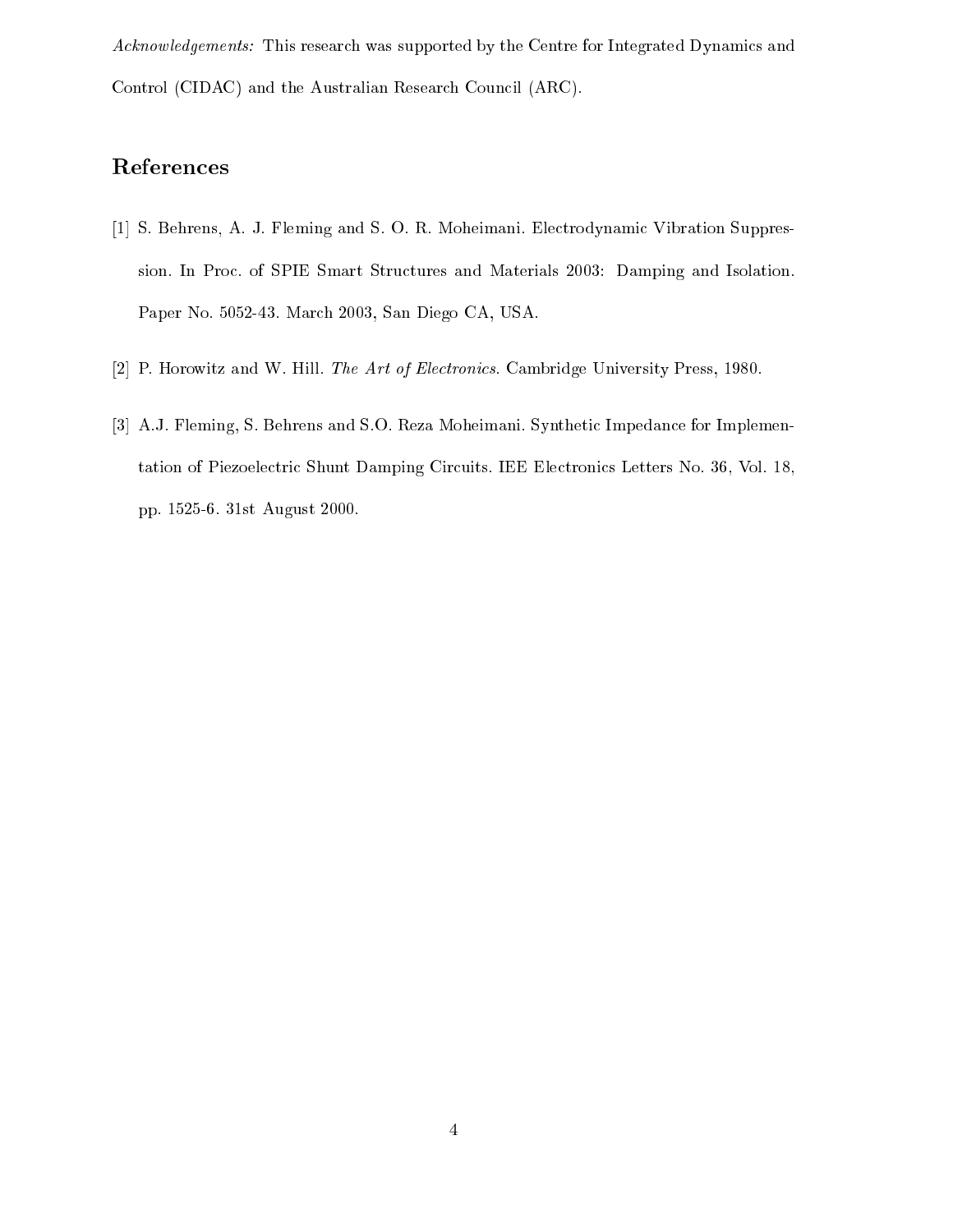*Acknowledgements:* This research was supported by the Centre for Integrated Dynamics and Control (CIDAC) and the Australian Research Council (ARC).

## References

[1] S. Behrens, A. J. Fleming and S. O. R. Moheimani. Electrodynamic Vibration Suppression. In Proc. of SPIE Smart Structures and Materials 2003: Damping and Isolation. Paper No. 5052-43. March 2003, San Diego CA, USA.

[2] P. Horowitz and W. Hill. *The Art of Electronics*. Cambridge University Press, 1980.

[3] A.J. Fleming, S. Behrens and S.O. Reza Moheimani. Synthetic Impedance for Implementation of Piezoelectric Shunt Damping Circuits. IEE Electronics Letters No. 36, Vol. 18, pp. 1525-6. 31st August 2000.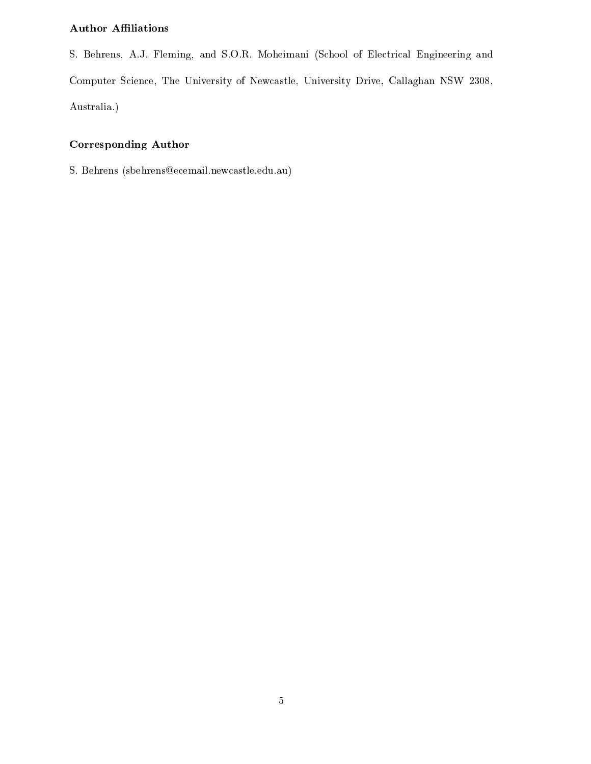### Author Affiliations

S. Behrens, A.J. Fleming, and S.O.R. Moheimani (School of Electrical Engineering and Computer Science, The University of Newcastle, University Drive, Callaghan NSW 2308, Australia.)

### Corresponding Author

S. Behrens (sbehrens@ecemail.newcastle.edu.au)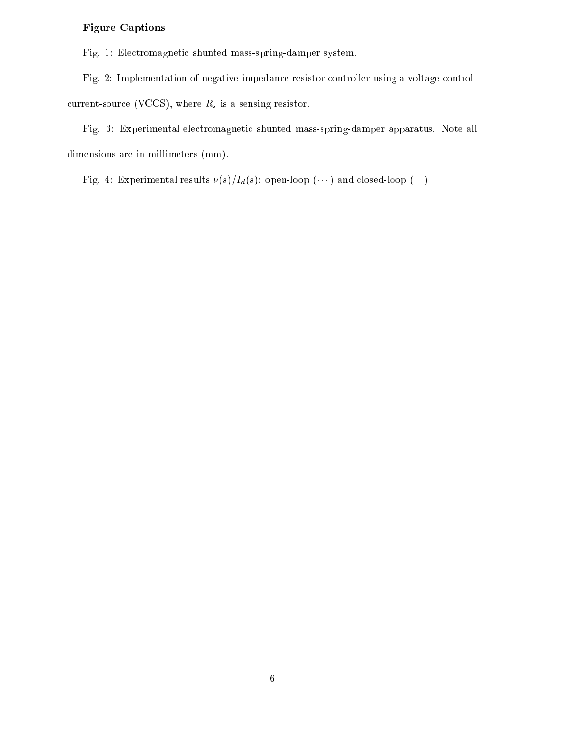**Figure Captions**

Fig. 1: Electromagnetic shunted mass-spring-damper system.

Fig. 2: Implementation of negative impedance-resistor controller using a voltage-control-current-source (VCCS), where $R_s$ is a sensing resistor.

Fig. 3: Experimental electromagnetic shunted mass-spring-damper apparatus. Note all dimensions are in millimeters (mm).

Fig. 4: Experimental results $\nu(s)/I_d(s)$: open-loop ($\cdots$) and closed-loop (—).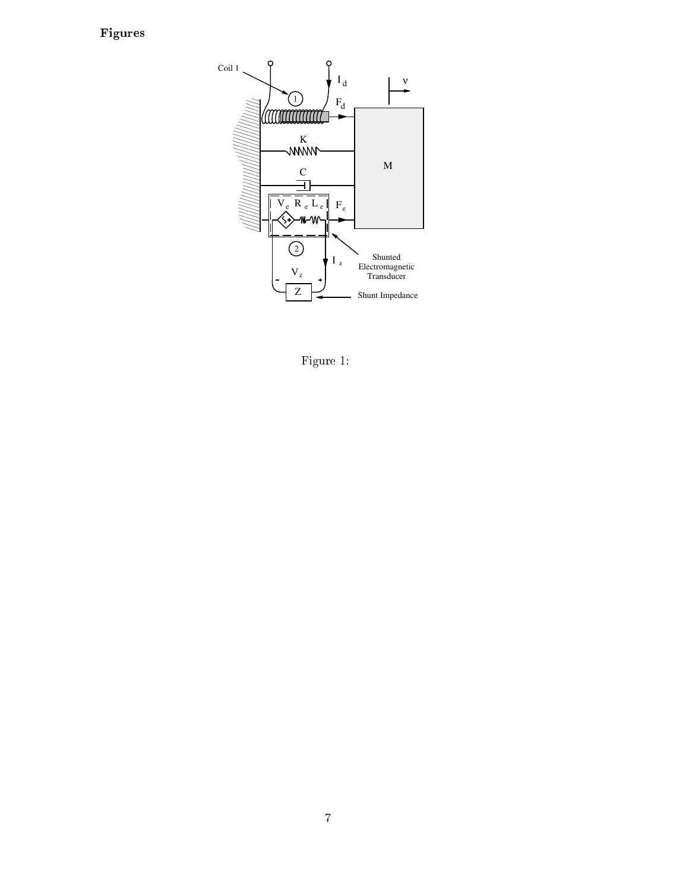## Figures

Figure 1: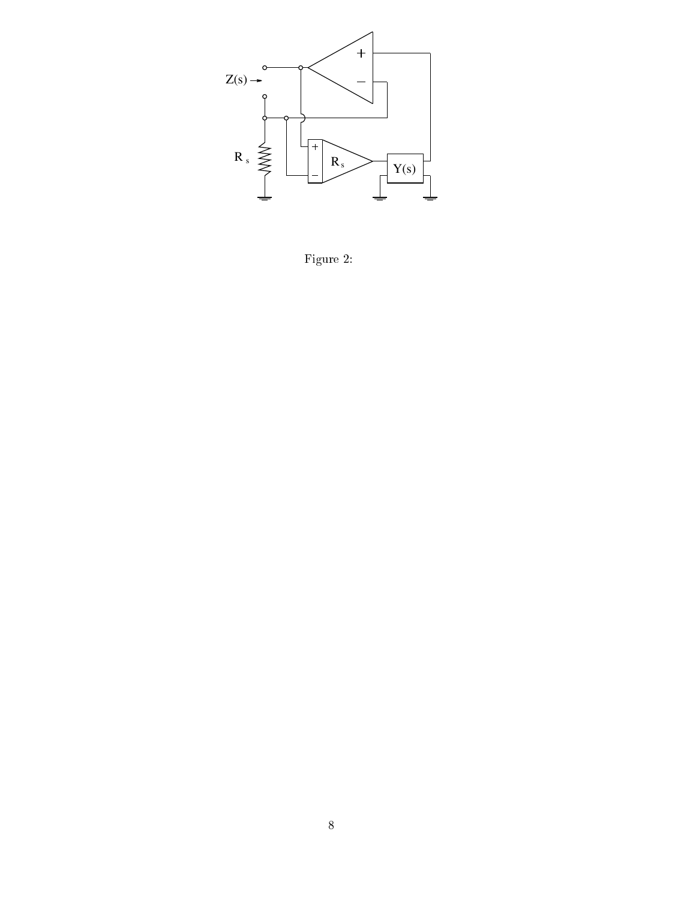Figure 2: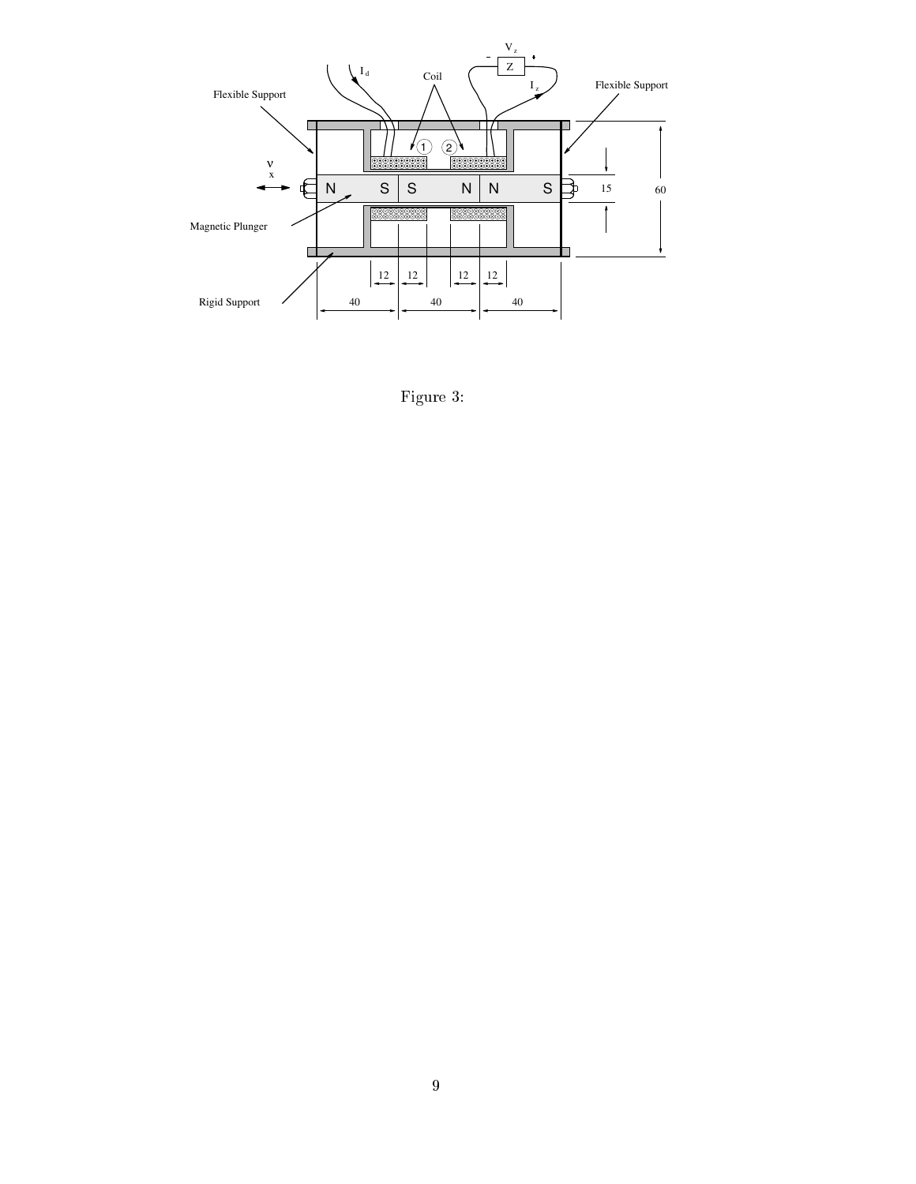Figure 3: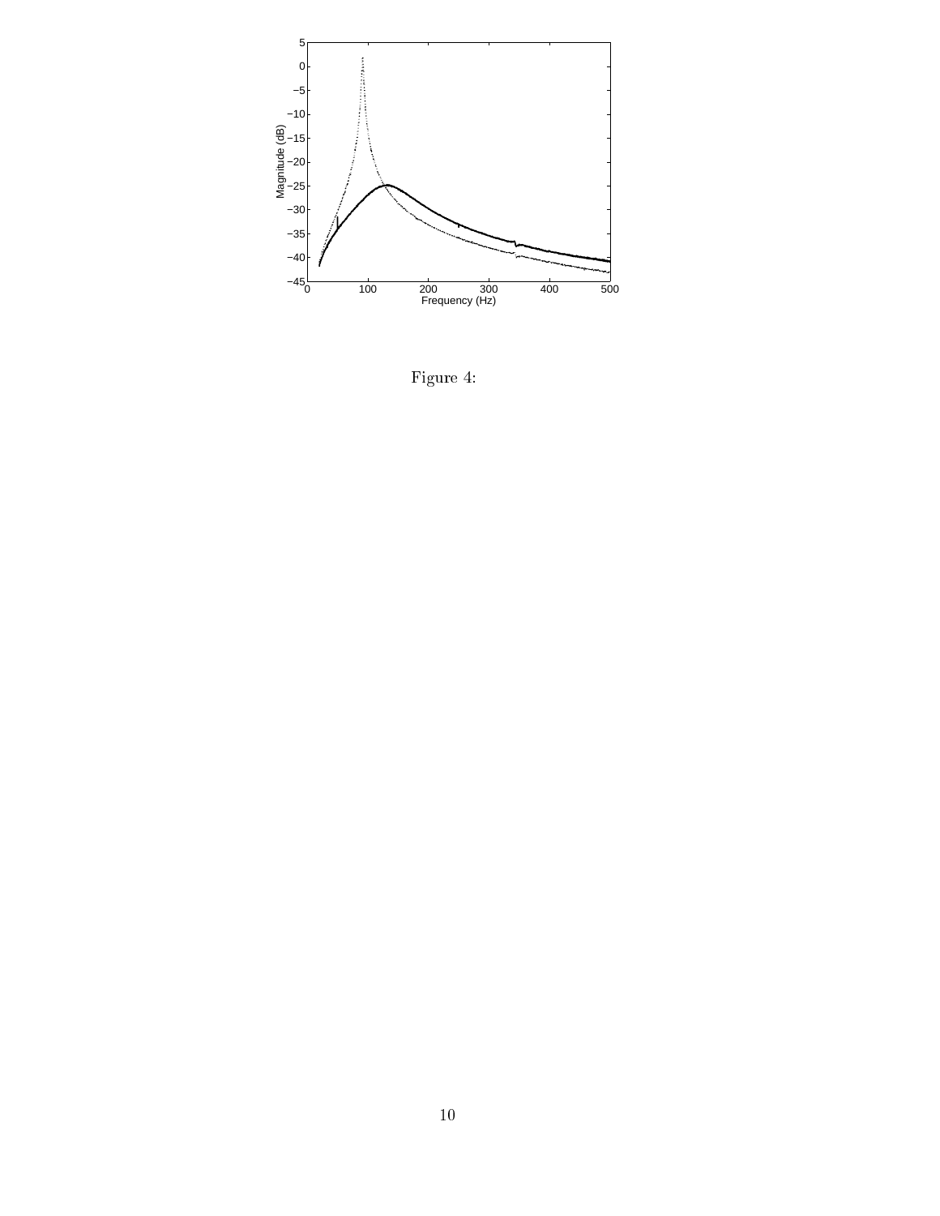Magnitude (dB)

5
0
−5
−10
−15
−20
−25
−30
−35
−40
−45

0
100
200
300
400
500

Frequency (Hz)

Figure 4: